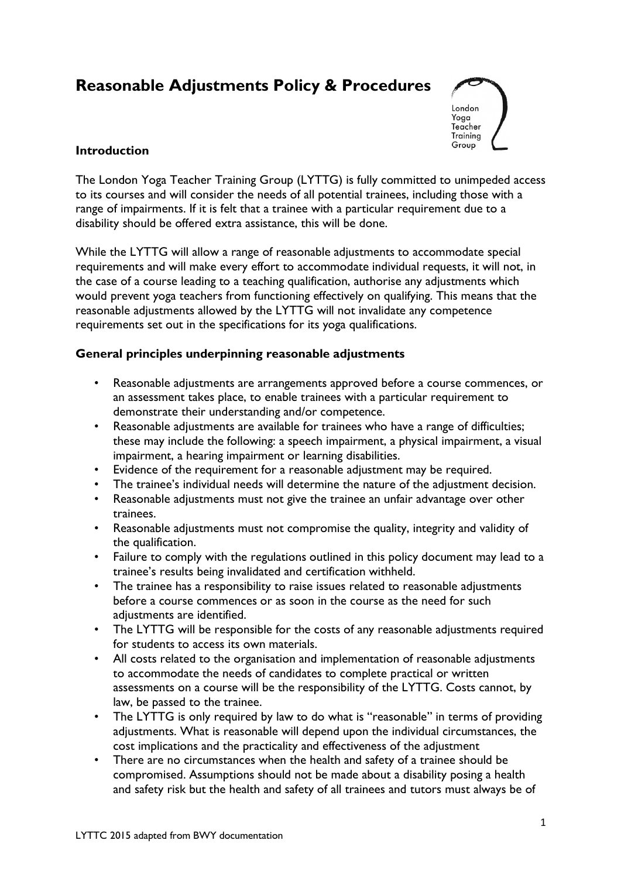# Reasonable Adjustments Policy & Procedures

## Introduction

The London Yoga Teacher Training Group (LYTTG) is fully committed to unimpeded access to its courses and will consider the needs of all potential trainees, including those with a range of impairments. If it is felt that a trainee with a particular requirement due to a disability should be offered extra assistance, this will be done.

While the LYTTG will allow a range of reasonable adjustments to accommodate special requirements and will make every effort to accommodate individual requests, it will not, in the case of a course leading to a teaching qualification, authorise any adjustments which would prevent yoga teachers from functioning effectively on qualifying. This means that the reasonable adjustments allowed by the LYTTG will not invalidate any competence requirements set out in the specifications for its yoga qualifications.

## General principles underpinning reasonable adjustments

- Reasonable adjustments are arrangements approved before a course commences, or an assessment takes place, to enable trainees with a particular requirement to demonstrate their understanding and/or competence.
- Reasonable adjustments are available for trainees who have a range of difficulties; these may include the following: a speech impairment, a physical impairment, a visual impairment, a hearing impairment or learning disabilities.
- Evidence of the requirement for a reasonable adjustment may be required.
- The trainee's individual needs will determine the nature of the adjustment decision.
- Reasonable adjustments must not give the trainee an unfair advantage over other trainees.
- Reasonable adjustments must not compromise the quality, integrity and validity of the qualification.
- Failure to comply with the regulations outlined in this policy document may lead to a trainee's results being invalidated and certification withheld.
- The trainee has a responsibility to raise issues related to reasonable adjustments before a course commences or as soon in the course as the need for such adjustments are identified.
- The LYTTG will be responsible for the costs of any reasonable adjustments required for students to access its own materials.
- All costs related to the organisation and implementation of reasonable adjustments to accommodate the needs of candidates to complete practical or written assessments on a course will be the responsibility of the LYTTG. Costs cannot, by law, be passed to the trainee.
- The LYTTG is only required by law to do what is "reasonable" in terms of providing adjustments. What is reasonable will depend upon the individual circumstances, the cost implications and the practicality and effectiveness of the adjustment
- There are no circumstances when the health and safety of a trainee should be compromised. Assumptions should not be made about a disability posing a health and safety risk but the health and safety of all trainees and tutors must always be of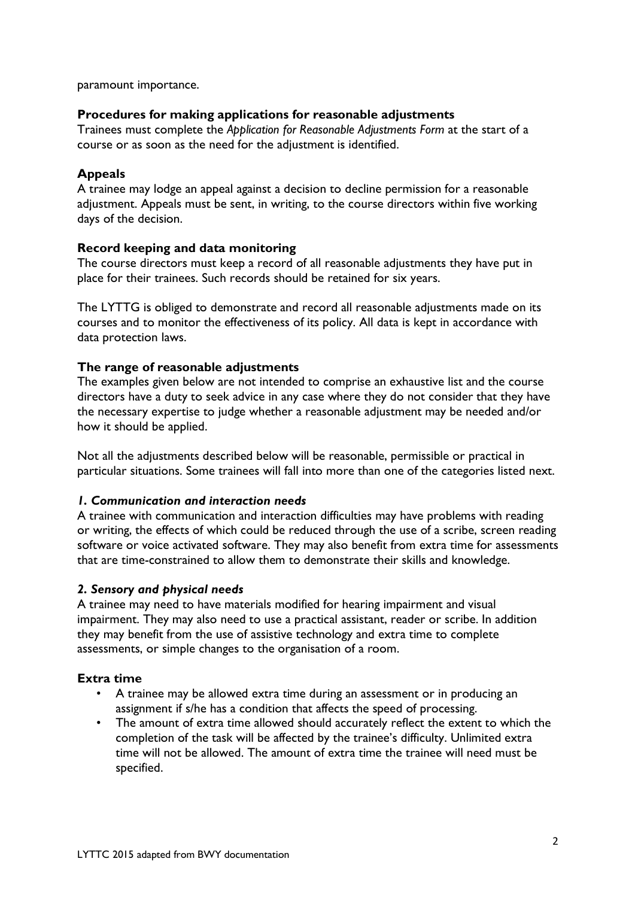paramount importance.

**Procedures for making applications for reasonable adjustments**

Trainees must complete the *Application for Reasonable Adjustments Form* at the start of a course or as soon as the need for the adjustment is identified.

**Appeals**

A trainee may lodge an appeal against a decision to decline permission for a reasonable adjustment. Appeals must be sent, in writing, to the course directors within five working days of the decision.

**Record keeping and data monitoring**

The course directors must keep a record of all reasonable adjustments they have put in place for their trainees. Such records should be retained for six years.

The LYTTG is obliged to demonstrate and record all reasonable adjustments made on its courses and to monitor the effectiveness of its policy. All data is kept in accordance with data protection laws.

**The range of reasonable adjustments**

The examples given below are not intended to comprise an exhaustive list and the course directors have a duty to seek advice in any case where they do not consider that they have the necessary expertise to judge whether a reasonable adjustment may be needed and/or how it should be applied.

Not all the adjustments described below will be reasonable, permissible or practical in particular situations. Some trainees will fall into more than one of the categories listed next.

***1. Communication and interaction needs***

A trainee with communication and interaction difficulties may have problems with reading or writing, the effects of which could be reduced through the use of a scribe, screen reading software or voice activated software. They may also benefit from extra time for assessments that are time-constrained to allow them to demonstrate their skills and knowledge.

***2. Sensory and physical needs***

A trainee may need to have materials modified for hearing impairment and visual impairment. They may also need to use a practical assistant, reader or scribe. In addition they may benefit from the use of assistive technology and extra time to complete assessments, or simple changes to the organisation of a room.

**Extra time**

- A trainee may be allowed extra time during an assessment or in producing an assignment if s/he has a condition that affects the speed of processing.
- The amount of extra time allowed should accurately reflect the extent to which the completion of the task will be affected by the trainee's difficulty. Unlimited extra time will not be allowed. The amount of extra time the trainee will need must be specified.

LYTTC 2015 adapted from BWY documentation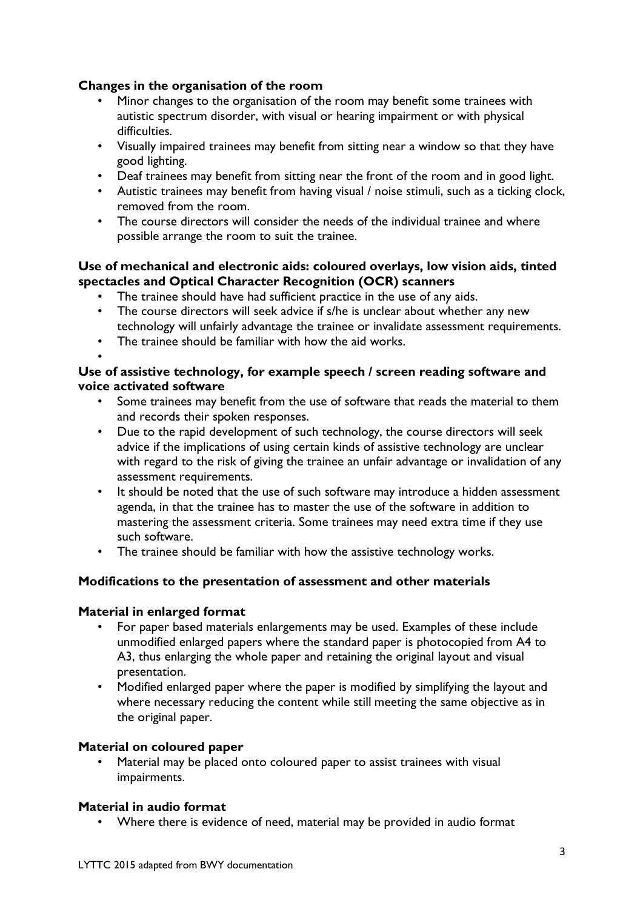**Changes in the organisation of the room**

- Minor changes to the organisation of the room may benefit some trainees with autistic spectrum disorder, with visual or hearing impairment or with physical difficulties.
- Visually impaired trainees may benefit from sitting near a window so that they have good lighting.
- Deaf trainees may benefit from sitting near the front of the room and in good light.
- Autistic trainees may benefit from having visual / noise stimuli, such as a ticking clock, removed from the room.
- The course directors will consider the needs of the individual trainee and where possible arrange the room to suit the trainee.

**Use of mechanical and electronic aids: coloured overlays, low vision aids, tinted spectacles and Optical Character Recognition (OCR) scanners**

- The trainee should have had sufficient practice in the use of any aids.
- The course directors will seek advice if s/he is unclear about whether any new technology will unfairly advantage the trainee or invalidate assessment requirements.
- The trainee should be familiar with how the aid works.

**Use of assistive technology, for example speech / screen reading software and voice activated software**

- Some trainees may benefit from the use of software that reads the material to them and records their spoken responses.
- Due to the rapid development of such technology, the course directors will seek advice if the implications of using certain kinds of assistive technology are unclear with regard to the risk of giving the trainee an unfair advantage or invalidation of any assessment requirements.
- It should be noted that the use of such software may introduce a hidden assessment agenda, in that the trainee has to master the use of the software in addition to mastering the assessment criteria. Some trainees may need extra time if they use such software.
- The trainee should be familiar with how the assistive technology works.

**Modifications to the presentation of assessment and other materials**

**Material in enlarged format**

- For paper based materials enlargements may be used. Examples of these include unmodified enlarged papers where the standard paper is photocopied from A4 to A3, thus enlarging the whole paper and retaining the original layout and visual presentation.
- Modified enlarged paper where the paper is modified by simplifying the layout and where necessary reducing the content while still meeting the same objective as in the original paper.

**Material on coloured paper**

- Material may be placed onto coloured paper to assist trainees with visual impairments.

**Material in audio format**

- Where there is evidence of need, material may be provided in audio format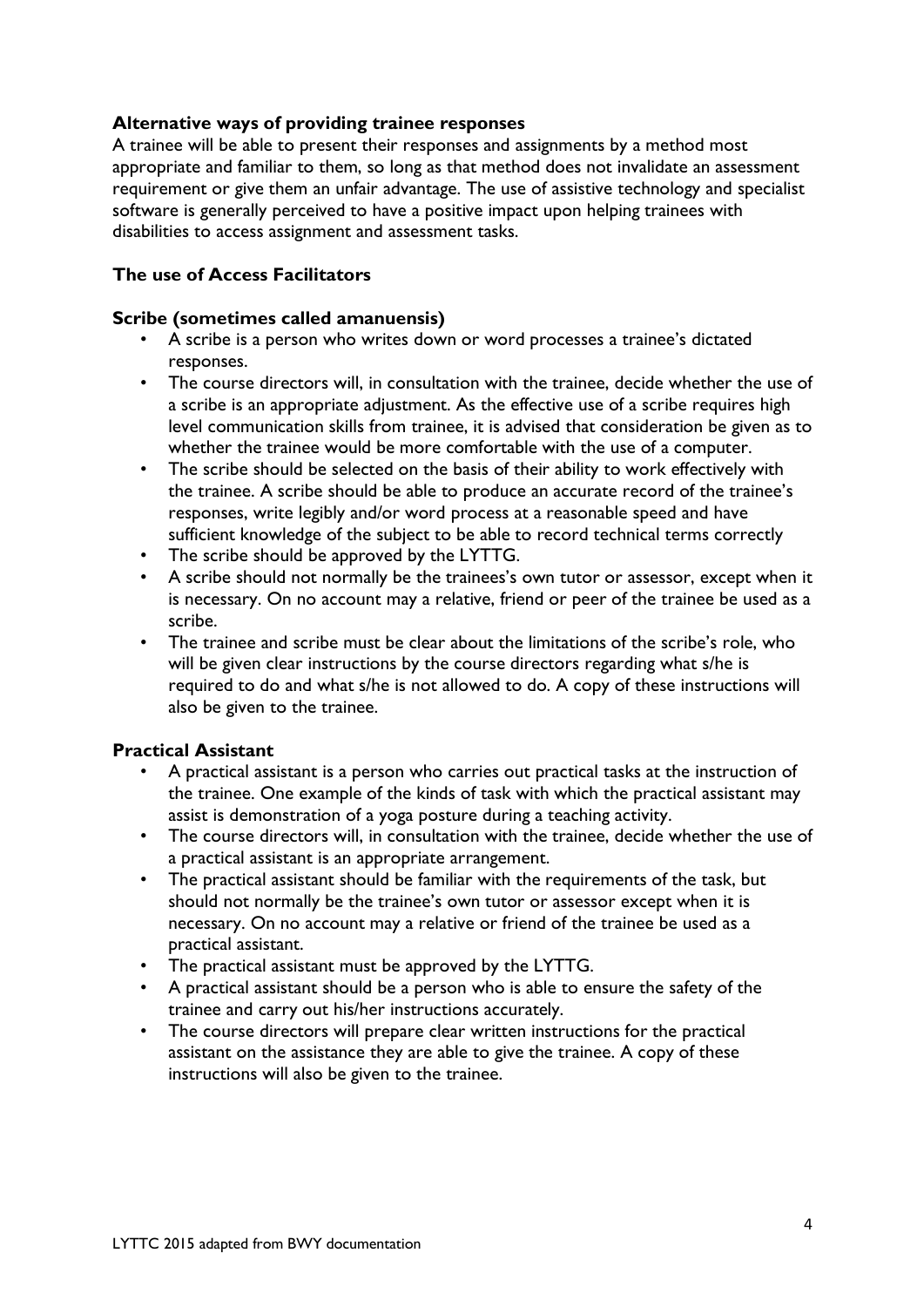**Alternative ways of providing trainee responses**

A trainee will be able to present their responses and assignments by a method most appropriate and familiar to them, so long as that method does not invalidate an assessment requirement or give them an unfair advantage. The use of assistive technology and specialist software is generally perceived to have a positive impact upon helping trainees with disabilities to access assignment and assessment tasks.

**The use of Access Facilitators**

**Scribe (sometimes called amanuensis)**

- A scribe is a person who writes down or word processes a trainee's dictated responses.
- The course directors will, in consultation with the trainee, decide whether the use of a scribe is an appropriate adjustment. As the effective use of a scribe requires high level communication skills from trainee, it is advised that consideration be given as to whether the trainee would be more comfortable with the use of a computer.
- The scribe should be selected on the basis of their ability to work effectively with the trainee. A scribe should be able to produce an accurate record of the trainee's responses, write legibly and/or word process at a reasonable speed and have sufficient knowledge of the subject to be able to record technical terms correctly
- The scribe should be approved by the LYTTG.
- A scribe should not normally be the trainees's own tutor or assessor, except when it is necessary. On no account may a relative, friend or peer of the trainee be used as a scribe.
- The trainee and scribe must be clear about the limitations of the scribe's role, who will be given clear instructions by the course directors regarding what s/he is required to do and what s/he is not allowed to do. A copy of these instructions will also be given to the trainee.

**Practical Assistant**

- A practical assistant is a person who carries out practical tasks at the instruction of the trainee. One example of the kinds of task with which the practical assistant may assist is demonstration of a yoga posture during a teaching activity.
- The course directors will, in consultation with the trainee, decide whether the use of a practical assistant is an appropriate arrangement.
- The practical assistant should be familiar with the requirements of the task, but should not normally be the trainee's own tutor or assessor except when it is necessary. On no account may a relative or friend of the trainee be used as a practical assistant.
- The practical assistant must be approved by the LYTTG.
- A practical assistant should be a person who is able to ensure the safety of the trainee and carry out his/her instructions accurately.
- The course directors will prepare clear written instructions for the practical assistant on the assistance they are able to give the trainee. A copy of these instructions will also be given to the trainee.